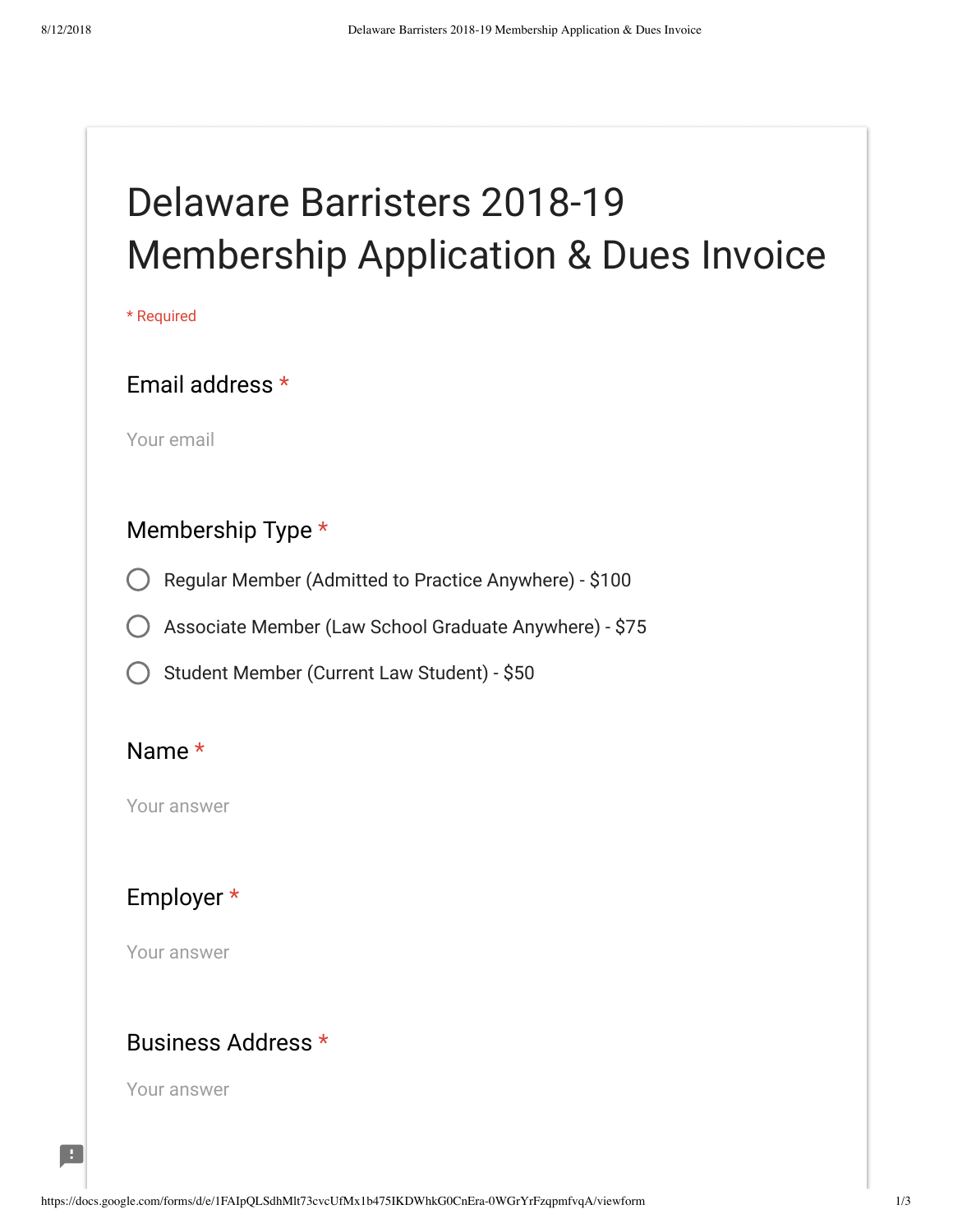# Delaware Barristers 2018-19 Membership Application & Dues Invoice

* Required

**Email address** *

Your email

**Membership Type** *

- ○ Regular Member (Admitted to Practice Anywhere) - $100
- ○ Associate Member (Law School Graduate Anywhere) - $75
- ○ Student Member (Current Law Student) - $50

**Name** *

Your answer

**Employer** *

Your answer

**Business Address** *

Your answer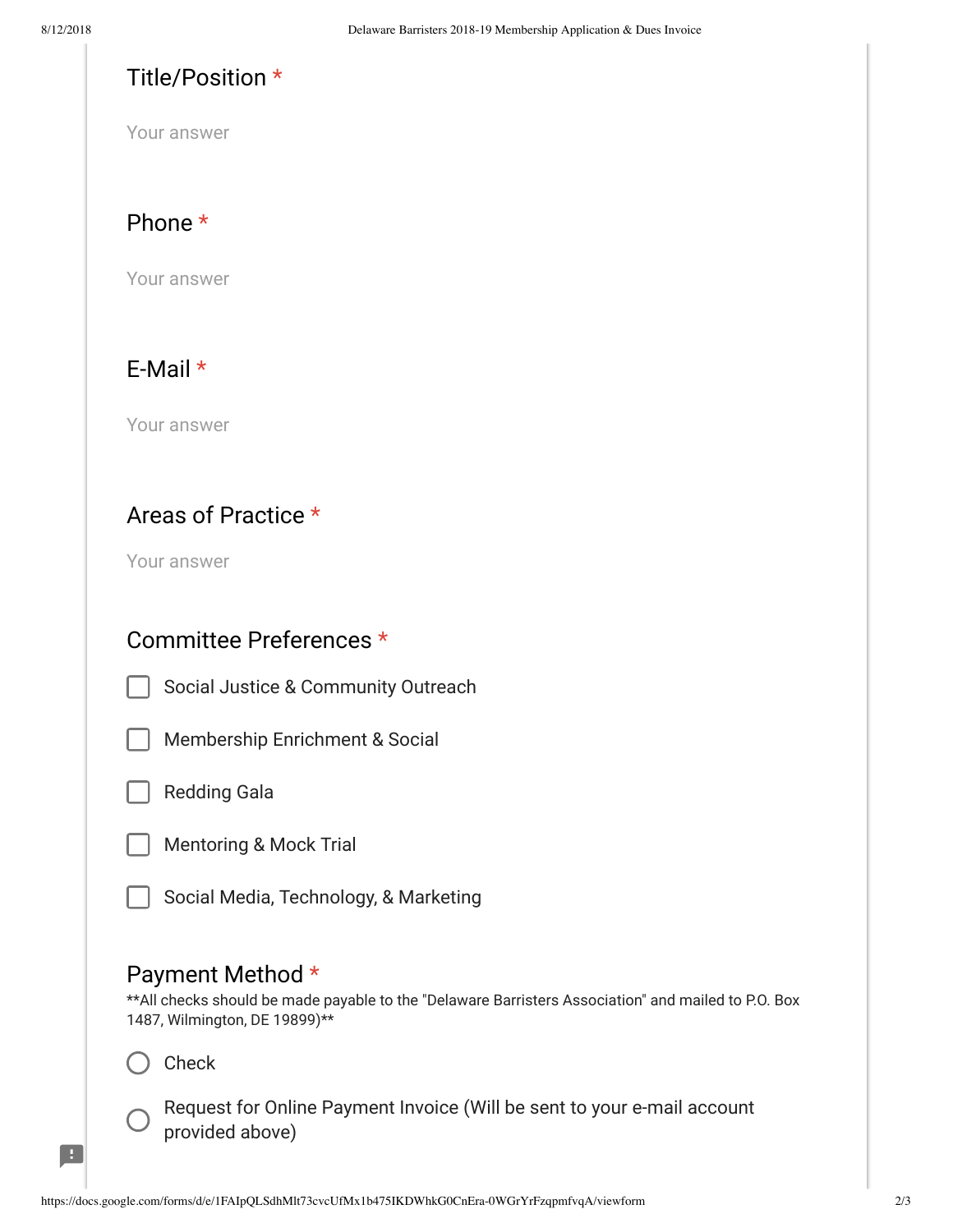Title/Position *

Your answer

Phone *

Your answer

E-Mail *

Your answer

Areas of Practice *

Your answer

Committee Preferences *

- [ ] Social Justice & Community Outreach
- [ ] Membership Enrichment & Social
- [ ] Redding Gala
- [ ] Mentoring & Mock Trial
- [ ] Social Media, Technology, & Marketing

Payment Method *

**All checks should be made payable to the "Delaware Barristers Association" and mailed to P.O. Box 1487, Wilmington, DE 19899)**

- ○ Check
- ○ Request for Online Payment Invoice (Will be sent to your e-mail account provided above)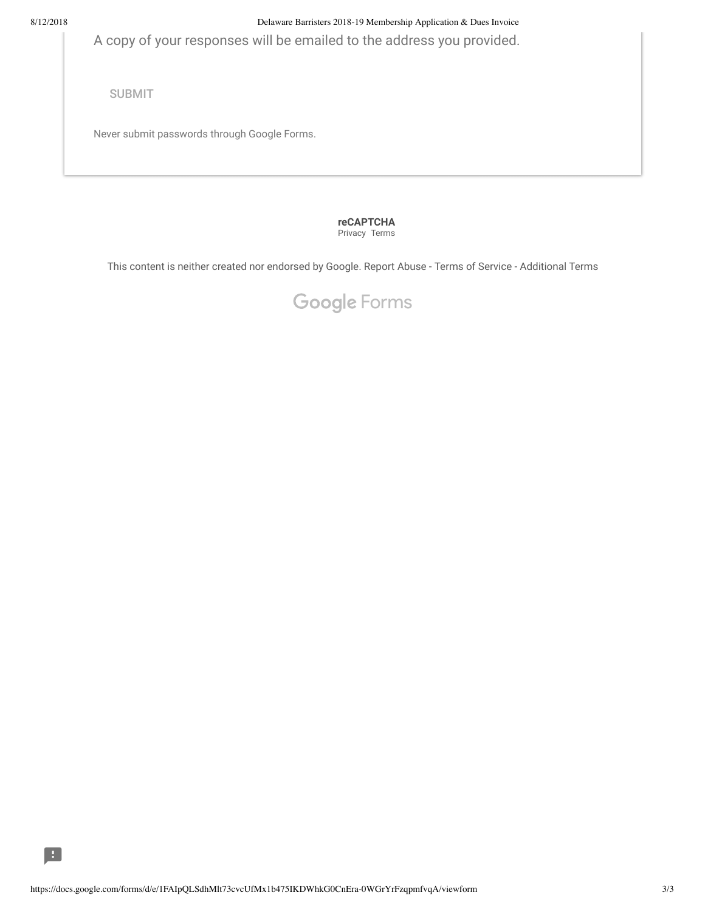A copy of your responses will be emailed to the address you provided.

SUBMIT

Never submit passwords through Google Forms.

**reCAPTCHA**
Privacy Terms

This content is neither created nor endorsed by Google. Report Abuse - Terms of Service - Additional Terms

Google Forms